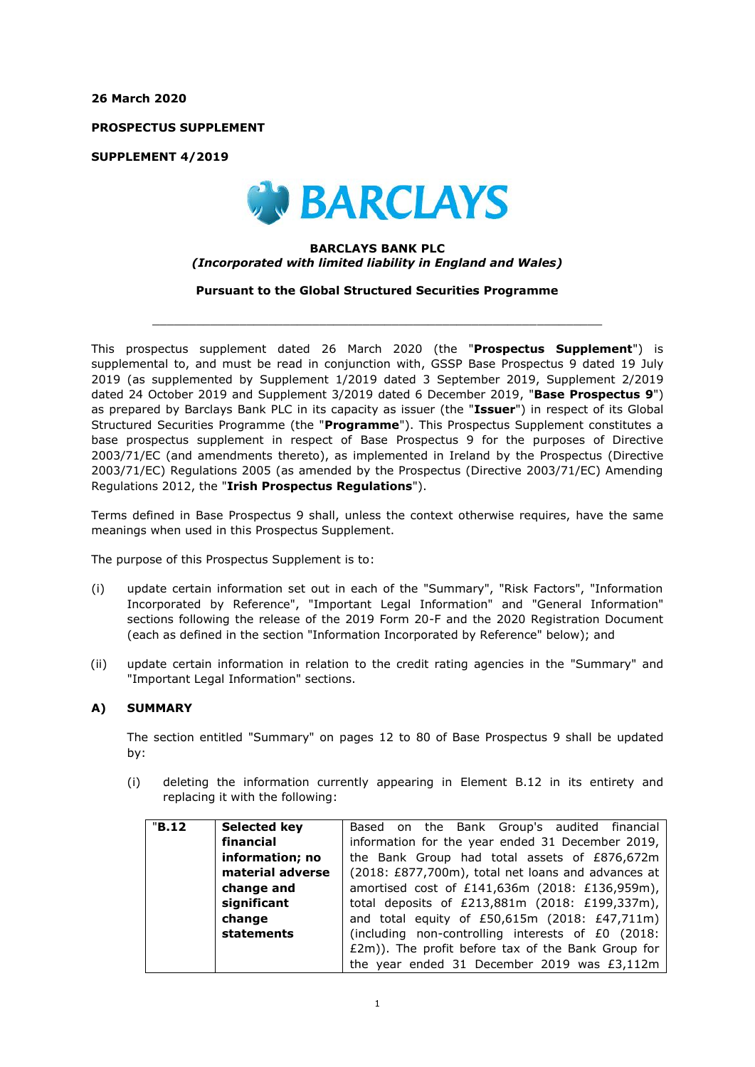**26 March 2020**

**PROSPECTUS SUPPLEMENT**

**SUPPLEMENT 4/2019**

**BARCLAYS**

**BARCLAYS BANK PLC**
***(Incorporated with limited liability in England and Wales)***

**Pursuant to the Global Structured Securities Programme**

---

This prospectus supplement dated 26 March 2020 (the "**Prospectus Supplement**") is supplemental to, and must be read in conjunction with, GSSP Base Prospectus 9 dated 19 July 2019 (as supplemented by Supplement 1/2019 dated 3 September 2019, Supplement 2/2019 dated 24 October 2019 and Supplement 3/2019 dated 6 December 2019, "**Base Prospectus 9**") as prepared by Barclays Bank PLC in its capacity as issuer (the "**Issuer**") in respect of its Global Structured Securities Programme (the "**Programme**"). This Prospectus Supplement constitutes a base prospectus supplement in respect of Base Prospectus 9 for the purposes of Directive 2003/71/EC (and amendments thereto), as implemented in Ireland by the Prospectus (Directive 2003/71/EC) Regulations 2005 (as amended by the Prospectus (Directive 2003/71/EC) Amending Regulations 2012, the "**Irish Prospectus Regulations**").

Terms defined in Base Prospectus 9 shall, unless the context otherwise requires, have the same meanings when used in this Prospectus Supplement.

The purpose of this Prospectus Supplement is to:

(i) update certain information set out in each of the "Summary", "Risk Factors", "Information Incorporated by Reference", "Important Legal Information" and "General Information" sections following the release of the 2019 Form 20-F and the 2020 Registration Document (each as defined in the section "Information Incorporated by Reference" below); and

(ii) update certain information in relation to the credit rating agencies in the "Summary" and "Important Legal Information" sections.

## A) SUMMARY

The section entitled "Summary" on pages 12 to 80 of Base Prospectus 9 shall be updated by:

(i) deleting the information currently appearing in Element B.12 in its entirety and replacing it with the following:

| "**B.12** | **Selected key financial information; no material adverse change and significant change statements** | Based on the Bank Group's audited financial information for the year ended 31 December 2019, the Bank Group had total assets of £876,672m (2018: £877,700m), total net loans and advances at amortised cost of £141,636m (2018: £136,959m), total deposits of £213,881m (2018: £199,337m), and total equity of £50,615m (2018: £47,711m) (including non-controlling interests of £0 (2018: £2m)). The profit before tax of the Bank Group for the year ended 31 December 2019 was £3,112m |
|---|---|---|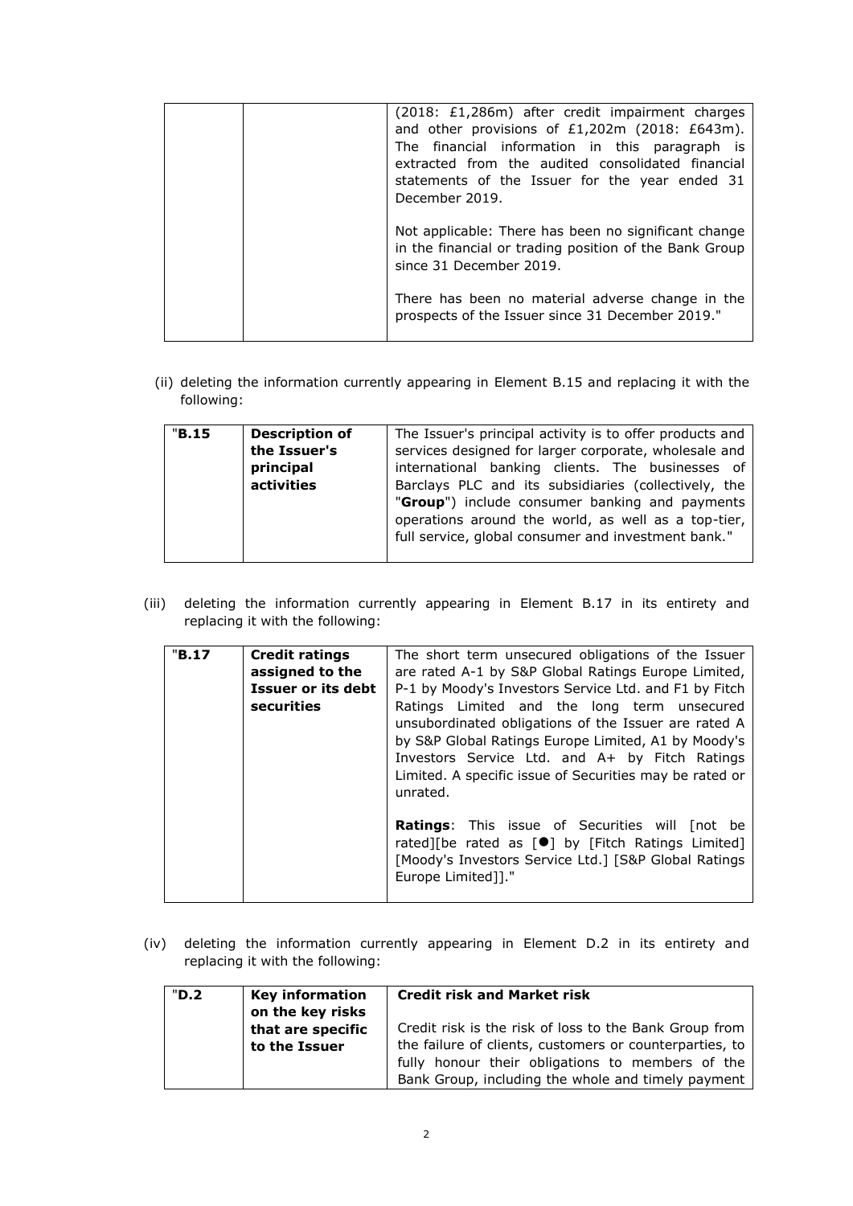| | | (2018: £1,286m) after credit impairment charges and other provisions of £1,202m (2018: £643m). The financial information in this paragraph is extracted from the audited consolidated financial statements of the Issuer for the year ended 31 December 2019.<br><br>Not applicable: There has been no significant change in the financial or trading position of the Bank Group since 31 December 2019.<br><br>There has been no material adverse change in the prospects of the Issuer since 31 December 2019." |
|---|---|---|

(ii) deleting the information currently appearing in Element B.15 and replacing it with the following:

| "**B.15** | **Description of the Issuer's principal activities** | The Issuer's principal activity is to offer products and services designed for larger corporate, wholesale and international banking clients. The businesses of Barclays PLC and its subsidiaries (collectively, the "**Group**") include consumer banking and payments operations around the world, as well as a top-tier, full service, global consumer and investment bank." |
|---|---|---|

(iii) deleting the information currently appearing in Element B.17 in its entirety and replacing it with the following:

| "**B.17** | **Credit ratings assigned to the Issuer or its debt securities** | The short term unsecured obligations of the Issuer are rated A-1 by S&P Global Ratings Europe Limited, P-1 by Moody's Investors Service Ltd. and F1 by Fitch Ratings Limited and the long term unsecured unsubordinated obligations of the Issuer are rated A by S&P Global Ratings Europe Limited, A1 by Moody's Investors Service Ltd. and A+ by Fitch Ratings Limited. A specific issue of Securities may be rated or unrated.<br><br>**Ratings**: This issue of Securities will [not be rated][be rated as [●] by [Fitch Ratings Limited] [Moody's Investors Service Ltd.] [S&P Global Ratings Europe Limited]]." |
|---|---|---|

(iv) deleting the information currently appearing in Element D.2 in its entirety and replacing it with the following:

| "**D.2** | **Key information on the key risks that are specific to the Issuer** | **Credit risk and Market risk**<br><br>Credit risk is the risk of loss to the Bank Group from the failure of clients, customers or counterparties, to fully honour their obligations to members of the Bank Group, including the whole and timely payment |
|---|---|---|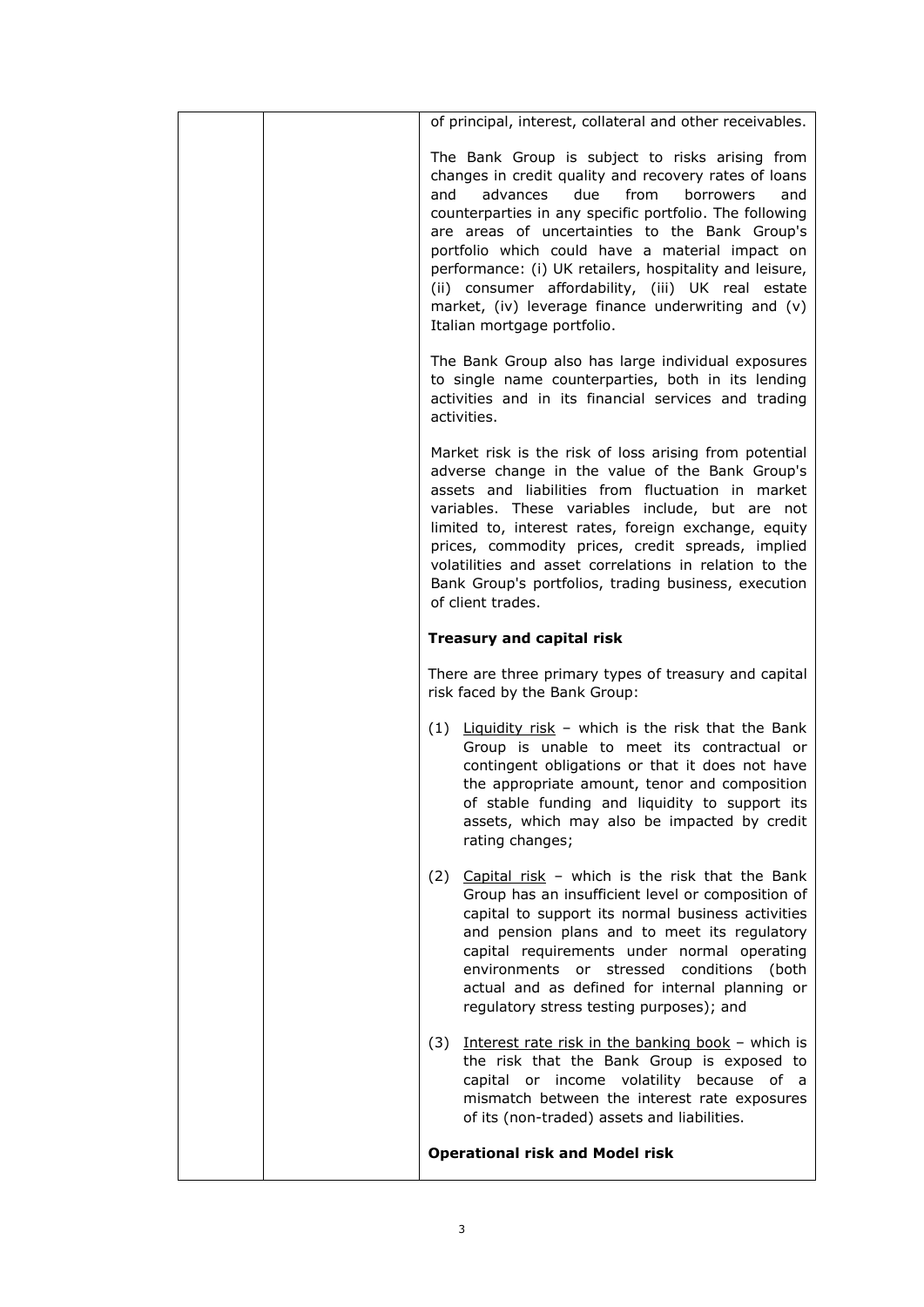of principal, interest, collateral and other receivables.

The Bank Group is subject to risks arising from changes in credit quality and recovery rates of loans and advances due from borrowers and counterparties in any specific portfolio. The following are areas of uncertainties to the Bank Group's portfolio which could have a material impact on performance: (i) UK retailers, hospitality and leisure, (ii) consumer affordability, (iii) UK real estate market, (iv) leverage finance underwriting and (v) Italian mortgage portfolio.

The Bank Group also has large individual exposures to single name counterparties, both in its lending activities and in its financial services and trading activities.

Market risk is the risk of loss arising from potential adverse change in the value of the Bank Group's assets and liabilities from fluctuation in market variables. These variables include, but are not limited to, interest rates, foreign exchange, equity prices, commodity prices, credit spreads, implied volatilities and asset correlations in relation to the Bank Group's portfolios, trading business, execution of client trades.

**Treasury and capital risk**

There are three primary types of treasury and capital risk faced by the Bank Group:

(1) Liquidity risk – which is the risk that the Bank Group is unable to meet its contractual or contingent obligations or that it does not have the appropriate amount, tenor and composition of stable funding and liquidity to support its assets, which may also be impacted by credit rating changes;

(2) Capital risk – which is the risk that the Bank Group has an insufficient level or composition of capital to support its normal business activities and pension plans and to meet its regulatory capital requirements under normal operating environments or stressed conditions (both actual and as defined for internal planning or regulatory stress testing purposes); and

(3) Interest rate risk in the banking book – which is the risk that the Bank Group is exposed to capital or income volatility because of a mismatch between the interest rate exposures of its (non-traded) assets and liabilities.

**Operational risk and Model risk**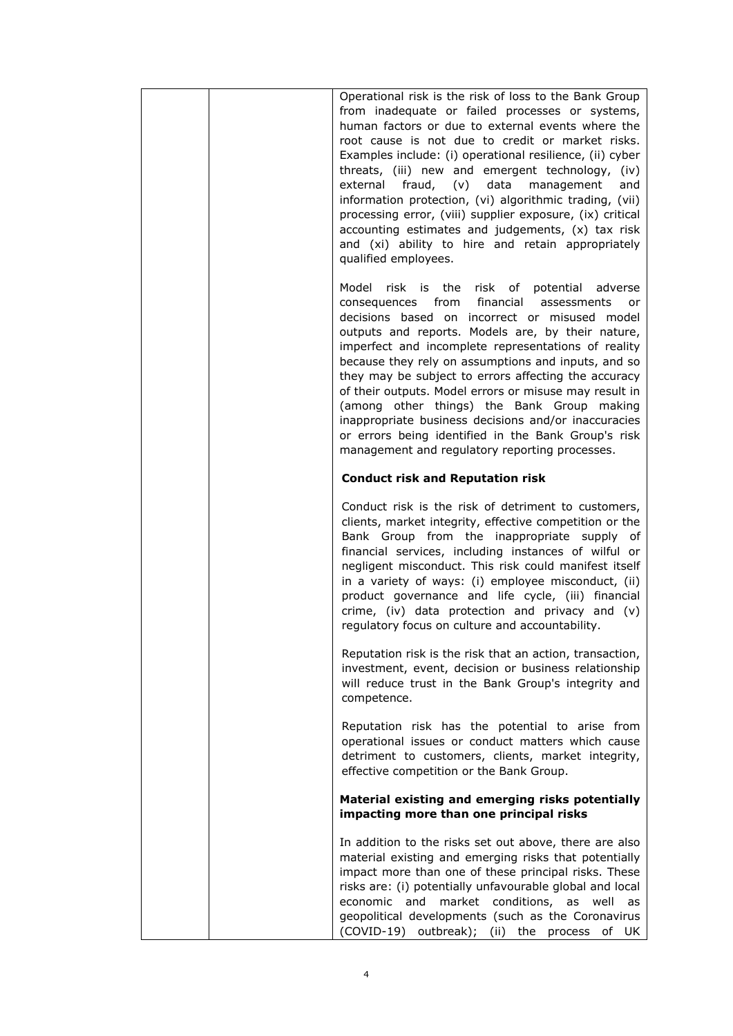Operational risk is the risk of loss to the Bank Group from inadequate or failed processes or systems, human factors or due to external events where the root cause is not due to credit or market risks. Examples include: (i) operational resilience, (ii) cyber threats, (iii) new and emergent technology, (iv) external fraud, (v) data management and information protection, (vi) algorithmic trading, (vii) processing error, (viii) supplier exposure, (ix) critical accounting estimates and judgements, (x) tax risk and (xi) ability to hire and retain appropriately qualified employees.

Model risk is the risk of potential adverse consequences from financial assessments or decisions based on incorrect or misused model outputs and reports. Models are, by their nature, imperfect and incomplete representations of reality because they rely on assumptions and inputs, and so they may be subject to errors affecting the accuracy of their outputs. Model errors or misuse may result in (among other things) the Bank Group making inappropriate business decisions and/or inaccuracies or errors being identified in the Bank Group's risk management and regulatory reporting processes.

**Conduct risk and Reputation risk**

Conduct risk is the risk of detriment to customers, clients, market integrity, effective competition or the Bank Group from the inappropriate supply of financial services, including instances of wilful or negligent misconduct. This risk could manifest itself in a variety of ways: (i) employee misconduct, (ii) product governance and life cycle, (iii) financial crime, (iv) data protection and privacy and (v) regulatory focus on culture and accountability.

Reputation risk is the risk that an action, transaction, investment, event, decision or business relationship will reduce trust in the Bank Group's integrity and competence.

Reputation risk has the potential to arise from operational issues or conduct matters which cause detriment to customers, clients, market integrity, effective competition or the Bank Group.

**Material existing and emerging risks potentially impacting more than one principal risks**

In addition to the risks set out above, there are also material existing and emerging risks that potentially impact more than one of these principal risks. These risks are: (i) potentially unfavourable global and local economic and market conditions, as well as geopolitical developments (such as the Coronavirus (COVID-19) outbreak); (ii) the process of UK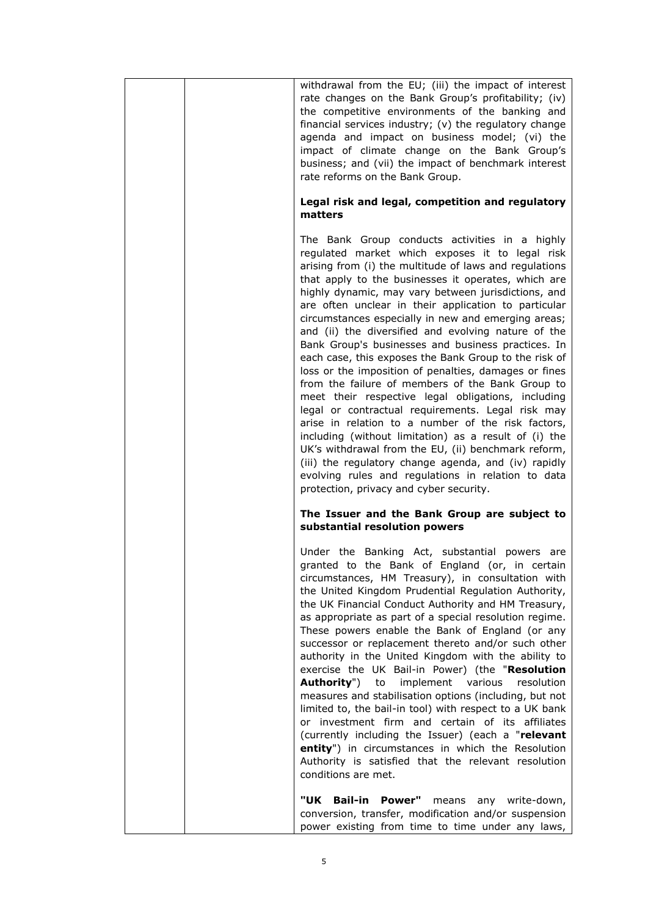| | | withdrawal from the EU; (iii) the impact of interest rate changes on the Bank Group's profitability; (iv) the competitive environments of the banking and financial services industry; (v) the regulatory change agenda and impact on business model; (vi) the impact of climate change on the Bank Group's business; and (vii) the impact of benchmark interest rate reforms on the Bank Group.<br><br>**Legal risk and legal, competition and regulatory matters**<br><br>The Bank Group conducts activities in a highly regulated market which exposes it to legal risk arising from (i) the multitude of laws and regulations that apply to the businesses it operates, which are highly dynamic, may vary between jurisdictions, and are often unclear in their application to particular circumstances especially in new and emerging areas; and (ii) the diversified and evolving nature of the Bank Group's businesses and business practices. In each case, this exposes the Bank Group to the risk of loss or the imposition of penalties, damages or fines from the failure of members of the Bank Group to meet their respective legal obligations, including legal or contractual requirements. Legal risk may arise in relation to a number of the risk factors, including (without limitation) as a result of (i) the UK's withdrawal from the EU, (ii) benchmark reform, (iii) the regulatory change agenda, and (iv) rapidly evolving rules and regulations in relation to data protection, privacy and cyber security.<br><br>**The Issuer and the Bank Group are subject to substantial resolution powers**<br><br>Under the Banking Act, substantial powers are granted to the Bank of England (or, in certain circumstances, HM Treasury), in consultation with the United Kingdom Prudential Regulation Authority, the UK Financial Conduct Authority and HM Treasury, as appropriate as part of a special resolution regime. These powers enable the Bank of England (or any successor or replacement thereto and/or such other authority in the United Kingdom with the ability to exercise the UK Bail-in Power) (the "**Resolution Authority**") to implement various resolution measures and stabilisation options (including, but not limited to, the bail-in tool) with respect to a UK bank or investment firm and certain of its affiliates (currently including the Issuer) (each a "**relevant entity**") in circumstances in which the Resolution Authority is satisfied that the relevant resolution conditions are met.<br><br>**"UK Bail-in Power"** means any write-down, conversion, transfer, modification and/or suspension power existing from time to time under any laws, |
|---|---|---|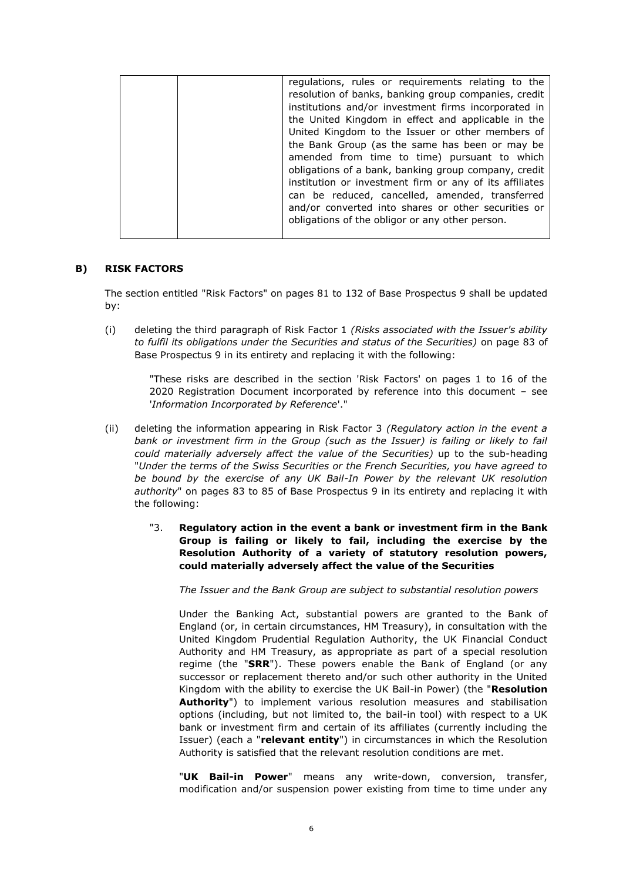| | | regulations, rules or requirements relating to the resolution of banks, banking group companies, credit institutions and/or investment firms incorporated in the United Kingdom in effect and applicable in the United Kingdom to the Issuer or other members of the Bank Group (as the same has been or may be amended from time to time) pursuant to which obligations of a bank, banking group company, credit institution or investment firm or any of its affiliates can be reduced, cancelled, amended, transferred and/or converted into shares or other securities or obligations of the obligor or any other person. |
|---|---|---|

## B) RISK FACTORS

The section entitled "Risk Factors" on pages 81 to 132 of Base Prospectus 9 shall be updated by:

(i) deleting the third paragraph of Risk Factor 1 *(Risks associated with the Issuer's ability to fulfil its obligations under the Securities and status of the Securities)* on page 83 of Base Prospectus 9 in its entirety and replacing it with the following:

> "These risks are described in the section 'Risk Factors' on pages 1 to 16 of the 2020 Registration Document incorporated by reference into this document – see '*Information Incorporated by Reference*'."

(ii) deleting the information appearing in Risk Factor 3 *(Regulatory action in the event a bank or investment firm in the Group (such as the Issuer) is failing or likely to fail could materially adversely affect the value of the Securities)* up to the sub-heading "*Under the terms of the Swiss Securities or the French Securities, you have agreed to be bound by the exercise of any UK Bail-In Power by the relevant UK resolution authority*" on pages 83 to 85 of Base Prospectus 9 in its entirety and replacing it with the following:

> "3. **Regulatory action in the event a bank or investment firm in the Bank Group is failing or likely to fail, including the exercise by the Resolution Authority of a variety of statutory resolution powers, could materially adversely affect the value of the Securities**
>
> *The Issuer and the Bank Group are subject to substantial resolution powers*
>
> Under the Banking Act, substantial powers are granted to the Bank of England (or, in certain circumstances, HM Treasury), in consultation with the United Kingdom Prudential Regulation Authority, the UK Financial Conduct Authority and HM Treasury, as appropriate as part of a special resolution regime (the "**SRR**"). These powers enable the Bank of England (or any successor or replacement thereto and/or such other authority in the United Kingdom with the ability to exercise the UK Bail-in Power) (the "**Resolution Authority**") to implement various resolution measures and stabilisation options (including, but not limited to, the bail-in tool) with respect to a UK bank or investment firm and certain of its affiliates (currently including the Issuer) (each a "**relevant entity**") in circumstances in which the Resolution Authority is satisfied that the relevant resolution conditions are met.
>
> "**UK Bail-in Power**" means any write-down, conversion, transfer, modification and/or suspension power existing from time to time under any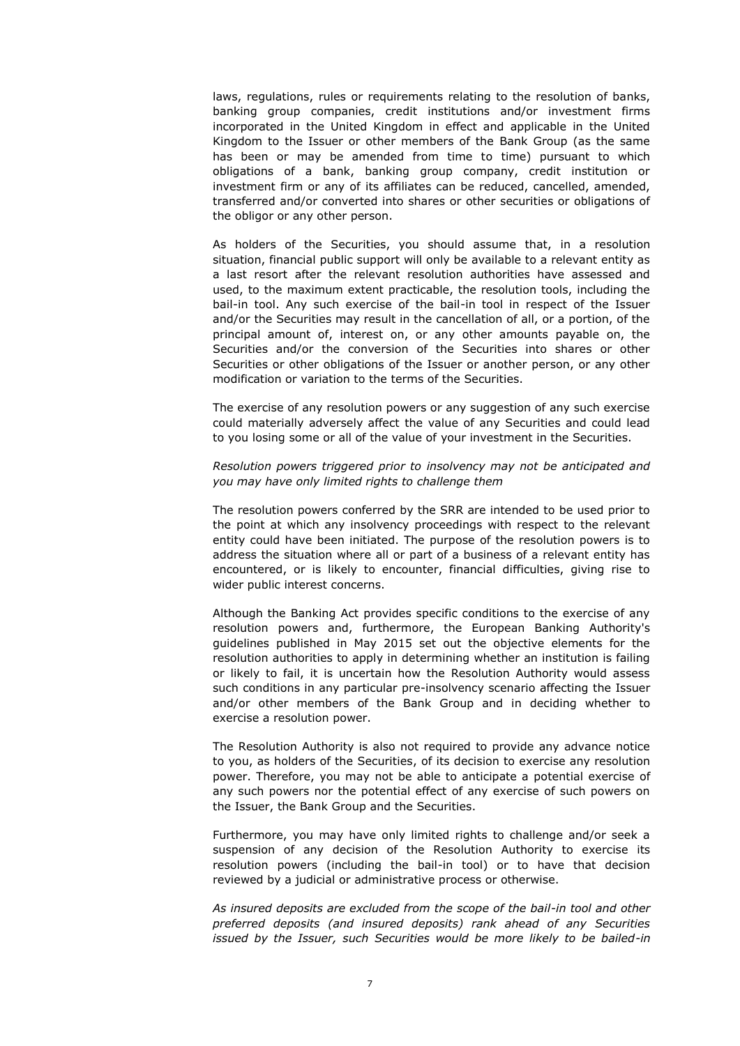laws, regulations, rules or requirements relating to the resolution of banks, banking group companies, credit institutions and/or investment firms incorporated in the United Kingdom in effect and applicable in the United Kingdom to the Issuer or other members of the Bank Group (as the same has been or may be amended from time to time) pursuant to which obligations of a bank, banking group company, credit institution or investment firm or any of its affiliates can be reduced, cancelled, amended, transferred and/or converted into shares or other securities or obligations of the obligor or any other person.

As holders of the Securities, you should assume that, in a resolution situation, financial public support will only be available to a relevant entity as a last resort after the relevant resolution authorities have assessed and used, to the maximum extent practicable, the resolution tools, including the bail-in tool. Any such exercise of the bail-in tool in respect of the Issuer and/or the Securities may result in the cancellation of all, or a portion, of the principal amount of, interest on, or any other amounts payable on, the Securities and/or the conversion of the Securities into shares or other Securities or other obligations of the Issuer or another person, or any other modification or variation to the terms of the Securities.

The exercise of any resolution powers or any suggestion of any such exercise could materially adversely affect the value of any Securities and could lead to you losing some or all of the value of your investment in the Securities.

*Resolution powers triggered prior to insolvency may not be anticipated and you may have only limited rights to challenge them*

The resolution powers conferred by the SRR are intended to be used prior to the point at which any insolvency proceedings with respect to the relevant entity could have been initiated. The purpose of the resolution powers is to address the situation where all or part of a business of a relevant entity has encountered, or is likely to encounter, financial difficulties, giving rise to wider public interest concerns.

Although the Banking Act provides specific conditions to the exercise of any resolution powers and, furthermore, the European Banking Authority's guidelines published in May 2015 set out the objective elements for the resolution authorities to apply in determining whether an institution is failing or likely to fail, it is uncertain how the Resolution Authority would assess such conditions in any particular pre-insolvency scenario affecting the Issuer and/or other members of the Bank Group and in deciding whether to exercise a resolution power.

The Resolution Authority is also not required to provide any advance notice to you, as holders of the Securities, of its decision to exercise any resolution power. Therefore, you may not be able to anticipate a potential exercise of any such powers nor the potential effect of any exercise of such powers on the Issuer, the Bank Group and the Securities.

Furthermore, you may have only limited rights to challenge and/or seek a suspension of any decision of the Resolution Authority to exercise its resolution powers (including the bail-in tool) or to have that decision reviewed by a judicial or administrative process or otherwise.

*As insured deposits are excluded from the scope of the bail-in tool and other preferred deposits (and insured deposits) rank ahead of any Securities issued by the Issuer, such Securities would be more likely to be bailed-in*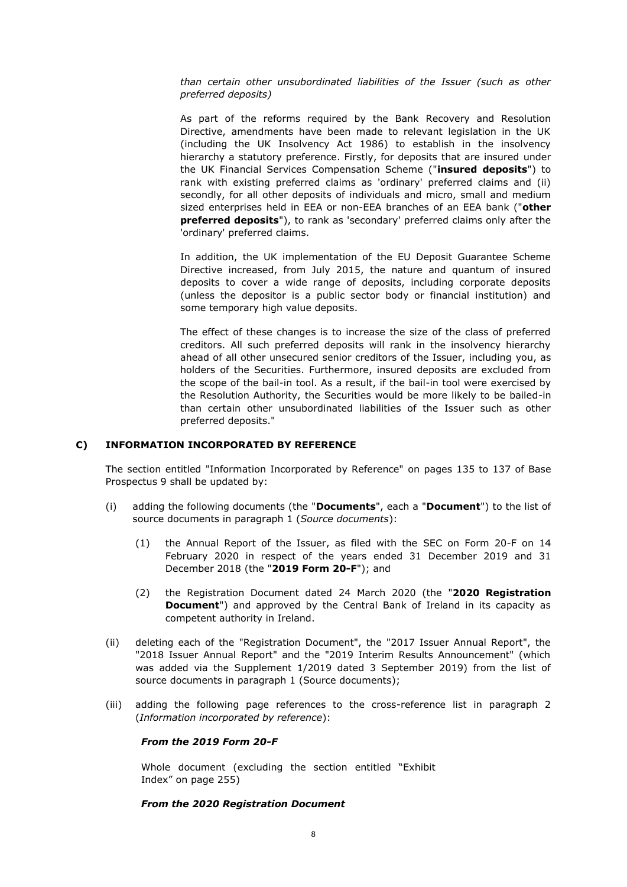*than certain other unsubordinated liabilities of the Issuer (such as other preferred deposits)*

As part of the reforms required by the Bank Recovery and Resolution Directive, amendments have been made to relevant legislation in the UK (including the UK Insolvency Act 1986) to establish in the insolvency hierarchy a statutory preference. Firstly, for deposits that are insured under the UK Financial Services Compensation Scheme ("**insured deposits**") to rank with existing preferred claims as 'ordinary' preferred claims and (ii) secondly, for all other deposits of individuals and micro, small and medium sized enterprises held in EEA or non-EEA branches of an EEA bank ("**other preferred deposits**"), to rank as 'secondary' preferred claims only after the 'ordinary' preferred claims.

In addition, the UK implementation of the EU Deposit Guarantee Scheme Directive increased, from July 2015, the nature and quantum of insured deposits to cover a wide range of deposits, including corporate deposits (unless the depositor is a public sector body or financial institution) and some temporary high value deposits.

The effect of these changes is to increase the size of the class of preferred creditors. All such preferred deposits will rank in the insolvency hierarchy ahead of all other unsecured senior creditors of the Issuer, including you, as holders of the Securities. Furthermore, insured deposits are excluded from the scope of the bail-in tool. As a result, if the bail-in tool were exercised by the Resolution Authority, the Securities would be more likely to be bailed-in than certain other unsubordinated liabilities of the Issuer such as other preferred deposits."

## C) INFORMATION INCORPORATED BY REFERENCE

The section entitled "Information Incorporated by Reference" on pages 135 to 137 of Base Prospectus 9 shall be updated by:

(i) adding the following documents (the "**Documents**", each a "**Document**") to the list of source documents in paragraph 1 (*Source documents*):

  (1) the Annual Report of the Issuer, as filed with the SEC on Form 20-F on 14 February 2020 in respect of the years ended 31 December 2019 and 31 December 2018 (the "**2019 Form 20-F**"); and

  (2) the Registration Document dated 24 March 2020 (the "**2020 Registration Document**") and approved by the Central Bank of Ireland in its capacity as competent authority in Ireland.

(ii) deleting each of the "Registration Document", the "2017 Issuer Annual Report", the "2018 Issuer Annual Report" and the "2019 Interim Results Announcement" (which was added via the Supplement 1/2019 dated 3 September 2019) from the list of source documents in paragraph 1 (Source documents);

(iii) adding the following page references to the cross-reference list in paragraph 2 (*Information incorporated by reference*):

***From the 2019 Form 20-F***

Whole document (excluding the section entitled "Exhibit Index" on page 255)

***From the 2020 Registration Document***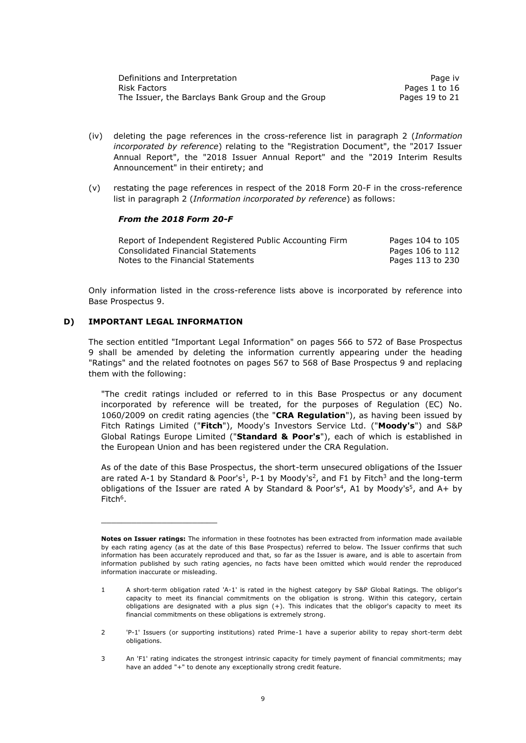| | |
|---|---|
| Definitions and Interpretation | Page iv |
| Risk Factors | Pages 1 to 16 |
| The Issuer, the Barclays Bank Group and the Group | Pages 19 to 21 |

(iv) deleting the page references in the cross-reference list in paragraph 2 (*Information incorporated by reference*) relating to the "Registration Document", the "2017 Issuer Annual Report", the "2018 Issuer Annual Report" and the "2019 Interim Results Announcement" in their entirety; and

(v) restating the page references in respect of the 2018 Form 20-F in the cross-reference list in paragraph 2 (*Information incorporated by reference*) as follows:

***From the 2018 Form 20-F***

| | |
|---|---|
| Report of Independent Registered Public Accounting Firm | Pages 104 to 105 |
| Consolidated Financial Statements | Pages 106 to 112 |
| Notes to the Financial Statements | Pages 113 to 230 |

Only information listed in the cross-reference lists above is incorporated by reference into Base Prospectus 9.

## D) IMPORTANT LEGAL INFORMATION

The section entitled "Important Legal Information" on pages 566 to 572 of Base Prospectus 9 shall be amended by deleting the information currently appearing under the heading "Ratings" and the related footnotes on pages 567 to 568 of Base Prospectus 9 and replacing them with the following:

"The credit ratings included or referred to in this Base Prospectus or any document incorporated by reference will be treated, for the purposes of Regulation (EC) No. 1060/2009 on credit rating agencies (the "**CRA Regulation**"), as having been issued by Fitch Ratings Limited ("**Fitch**"), Moody's Investors Service Ltd. ("**Moody's**") and S&P Global Ratings Europe Limited ("**Standard & Poor's**"), each of which is established in the European Union and has been registered under the CRA Regulation.

As of the date of this Base Prospectus, the short-term unsecured obligations of the Issuer are rated A-1 by Standard & Poor's[1], P-1 by Moody's[2], and F1 by Fitch[3] and the long-term obligations of the Issuer are rated A by Standard & Poor's[4], A1 by Moody's[5], and A+ by Fitch[6].

---

**Notes on Issuer ratings:** The information in these footnotes has been extracted from information made available by each rating agency (as at the date of this Base Prospectus) referred to below. The Issuer confirms that such information has been accurately reproduced and that, so far as the Issuer is aware, and is able to ascertain from information published by such rating agencies, no facts have been omitted which would render the reproduced information inaccurate or misleading.

1 A short-term obligation rated 'A-1' is rated in the highest category by S&P Global Ratings. The obligor's capacity to meet its financial commitments on the obligation is strong. Within this category, certain obligations are designated with a plus sign (+). This indicates that the obligor's capacity to meet its financial commitments on these obligations is extremely strong.

2 'P-1' Issuers (or supporting institutions) rated Prime-1 have a superior ability to repay short-term debt obligations.

3 An 'F1' rating indicates the strongest intrinsic capacity for timely payment of financial commitments; may have an added "+" to denote any exceptionally strong credit feature.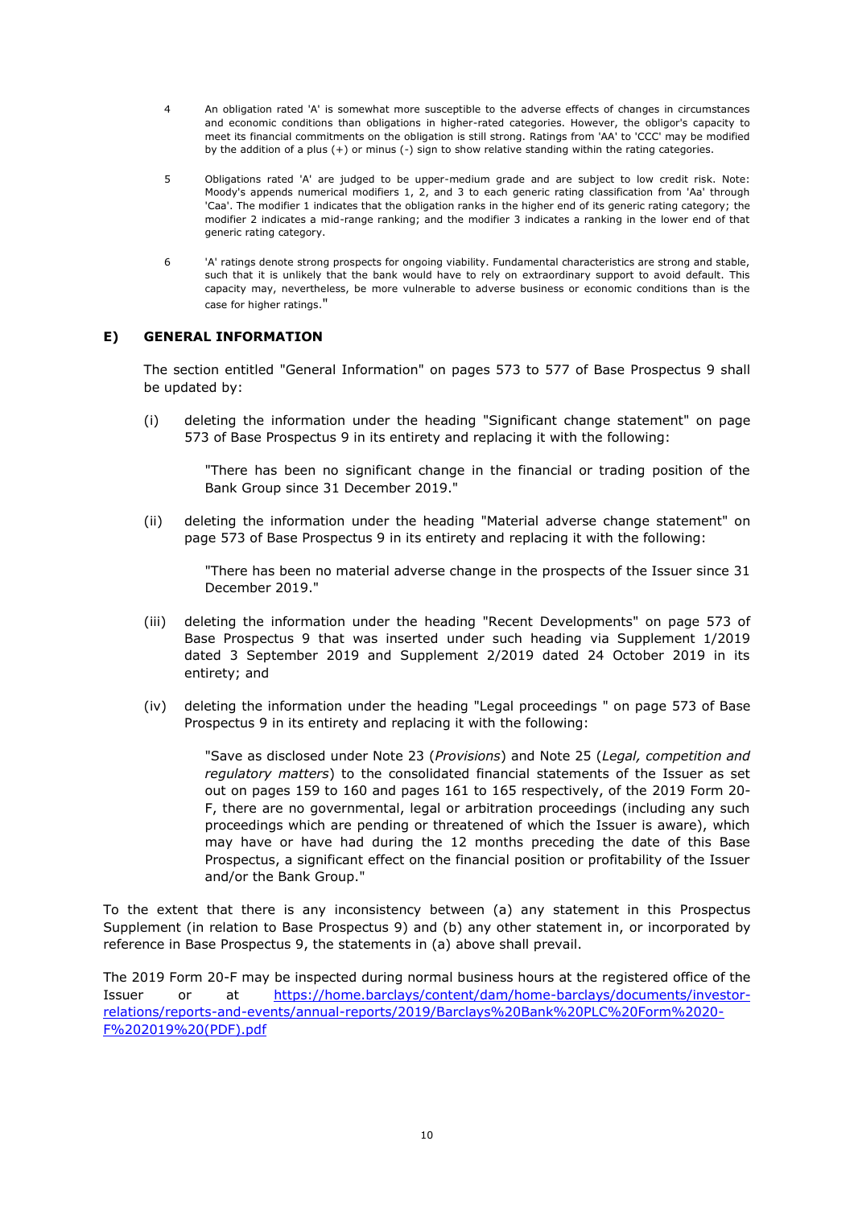4 An obligation rated 'A' is somewhat more susceptible to the adverse effects of changes in circumstances and economic conditions than obligations in higher-rated categories. However, the obligor's capacity to meet its financial commitments on the obligation is still strong. Ratings from 'AA' to 'CCC' may be modified by the addition of a plus (+) or minus (-) sign to show relative standing within the rating categories.

5 Obligations rated 'A' are judged to be upper-medium grade and are subject to low credit risk. Note: Moody's appends numerical modifiers 1, 2, and 3 to each generic rating classification from 'Aa' through 'Caa'. The modifier 1 indicates that the obligation ranks in the higher end of its generic rating category; the modifier 2 indicates a mid-range ranking; and the modifier 3 indicates a ranking in the lower end of that generic rating category.

6 'A' ratings denote strong prospects for ongoing viability. Fundamental characteristics are strong and stable, such that it is unlikely that the bank would have to rely on extraordinary support to avoid default. This capacity may, nevertheless, be more vulnerable to adverse business or economic conditions than is the case for higher ratings."

## E) GENERAL INFORMATION

The section entitled "General Information" on pages 573 to 577 of Base Prospectus 9 shall be updated by:

(i) deleting the information under the heading "Significant change statement" on page 573 of Base Prospectus 9 in its entirety and replacing it with the following:

> "There has been no significant change in the financial or trading position of the Bank Group since 31 December 2019."

(ii) deleting the information under the heading "Material adverse change statement" on page 573 of Base Prospectus 9 in its entirety and replacing it with the following:

> "There has been no material adverse change in the prospects of the Issuer since 31 December 2019."

(iii) deleting the information under the heading "Recent Developments" on page 573 of Base Prospectus 9 that was inserted under such heading via Supplement 1/2019 dated 3 September 2019 and Supplement 2/2019 dated 24 October 2019 in its entirety; and

(iv) deleting the information under the heading "Legal proceedings " on page 573 of Base Prospectus 9 in its entirety and replacing it with the following:

> "Save as disclosed under Note 23 (*Provisions*) and Note 25 (*Legal, competition and regulatory matters*) to the consolidated financial statements of the Issuer as set out on pages 159 to 160 and pages 161 to 165 respectively, of the 2019 Form 20-F, there are no governmental, legal or arbitration proceedings (including any such proceedings which are pending or threatened of which the Issuer is aware), which may have or have had during the 12 months preceding the date of this Base Prospectus, a significant effect on the financial position or profitability of the Issuer and/or the Bank Group."

To the extent that there is any inconsistency between (a) any statement in this Prospectus Supplement (in relation to Base Prospectus 9) and (b) any other statement in, or incorporated by reference in Base Prospectus 9, the statements in (a) above shall prevail.

The 2019 Form 20-F may be inspected during normal business hours at the registered office of the Issuer or at https://home.barclays/content/dam/home-barclays/documents/investor-relations/reports-and-events/annual-reports/2019/Barclays%20Bank%20PLC%20Form%2020-F%202019%20(PDF).pdf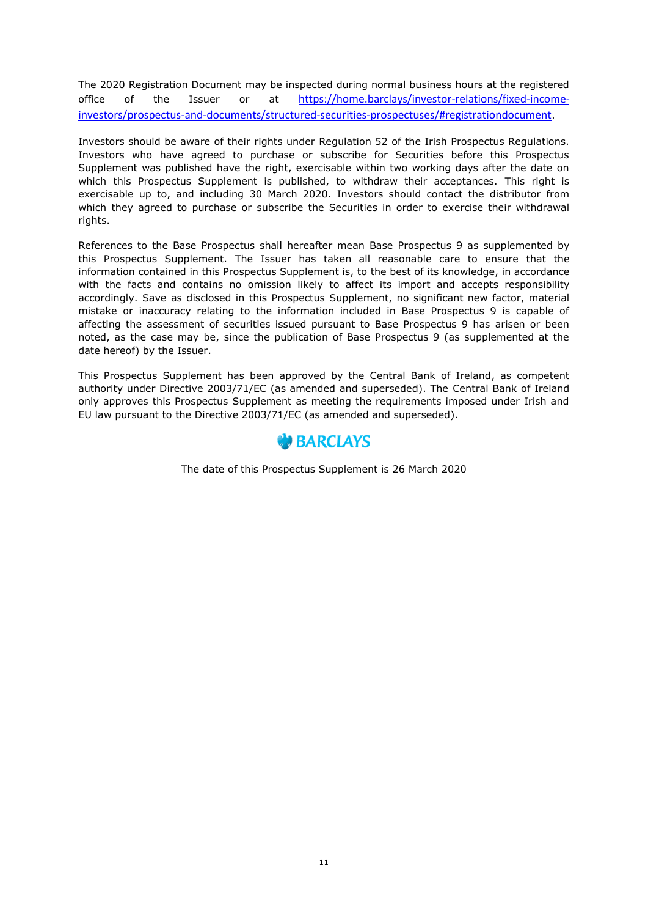The 2020 Registration Document may be inspected during normal business hours at the registered office of the Issuer or at https://home.barclays/investor-relations/fixed-income-investors/prospectus-and-documents/structured-securities-prospectuses/#registrationdocument.

Investors should be aware of their rights under Regulation 52 of the Irish Prospectus Regulations. Investors who have agreed to purchase or subscribe for Securities before this Prospectus Supplement was published have the right, exercisable within two working days after the date on which this Prospectus Supplement is published, to withdraw their acceptances. This right is exercisable up to, and including 30 March 2020. Investors should contact the distributor from which they agreed to purchase or subscribe the Securities in order to exercise their withdrawal rights.

References to the Base Prospectus shall hereafter mean Base Prospectus 9 as supplemented by this Prospectus Supplement. The Issuer has taken all reasonable care to ensure that the information contained in this Prospectus Supplement is, to the best of its knowledge, in accordance with the facts and contains no omission likely to affect its import and accepts responsibility accordingly. Save as disclosed in this Prospectus Supplement, no significant new factor, material mistake or inaccuracy relating to the information included in Base Prospectus 9 is capable of affecting the assessment of securities issued pursuant to Base Prospectus 9 has arisen or been noted, as the case may be, since the publication of Base Prospectus 9 (as supplemented at the date hereof) by the Issuer.

This Prospectus Supplement has been approved by the Central Bank of Ireland, as competent authority under Directive 2003/71/EC (as amended and superseded). The Central Bank of Ireland only approves this Prospectus Supplement as meeting the requirements imposed under Irish and EU law pursuant to the Directive 2003/71/EC (as amended and superseded).

BARCLAYS

The date of this Prospectus Supplement is 26 March 2020